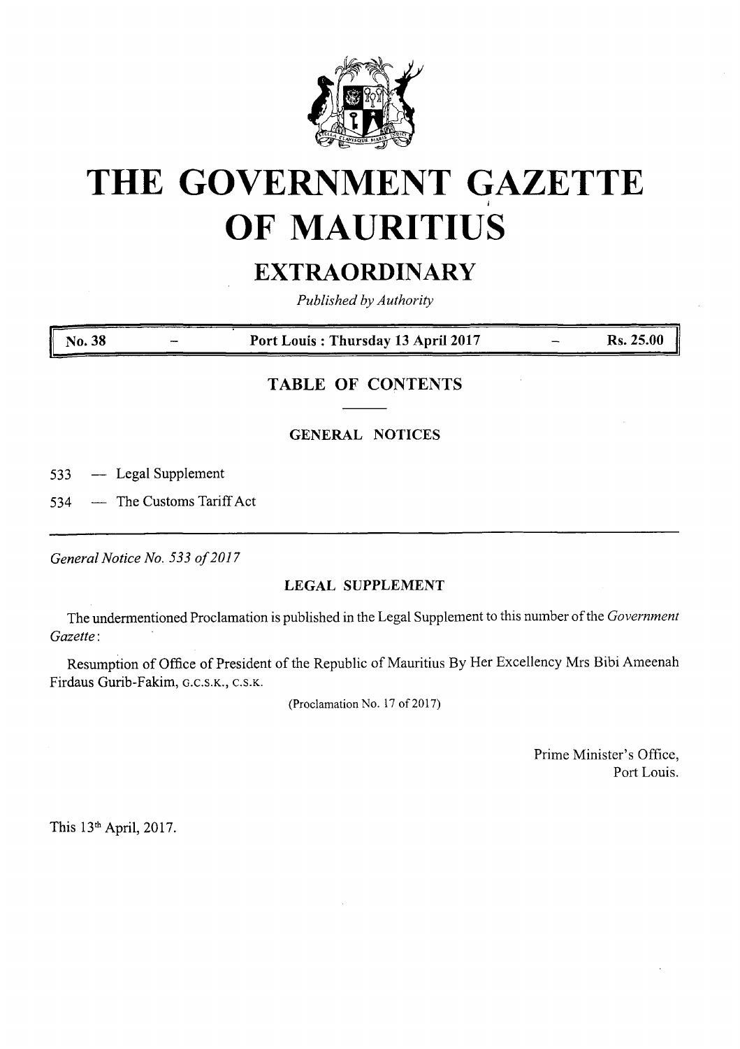# THE GOVERNMENT GAZETTE OF MAURITIUS

## EXTRAORDINARY

*Published by Authority*

| No. 38 | — | Port Louis : Thursday 13 April 2017 | — | Rs. 25.00 |
|---|---|---|---|---|

### TABLE OF CONTENTS

#### GENERAL NOTICES

533 — Legal Supplement

534 — The Customs Tariff Act

---

*General Notice No. 533 of 2017*

#### LEGAL SUPPLEMENT

The undermentioned Proclamation is published in the Legal Supplement to this number of the *Government Gazette*:

Resumption of Office of President of the Republic of Mauritius By Her Excellency Mrs Bibi Ameenah Firdaus Gurib-Fakim, G.C.S.K., C.S.K.

(Proclamation No. 17 of 2017)

Prime Minister's Office,
Port Louis.

This 13th April, 2017.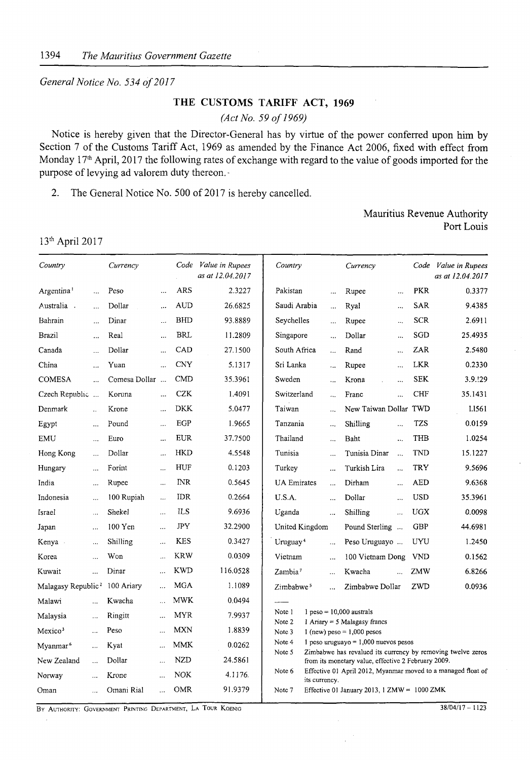*General Notice No. 534 of 2017*

## THE CUSTOMS TARIFF ACT, 1969

*(Act No. 59 of 1969)*

Notice is hereby given that the Director-General has by virtue of the power conferred upon him by Section 7 of the Customs Tariff Act, 1969 as amended by the Finance Act 2006, fixed with effect from Monday 17th April, 2017 the following rates of exchange with regard to the value of goods imported for the purpose of levying ad valorem duty thereon.-

2. The General Notice No. 500 of 2017 is hereby cancelled.

Mauritius Revenue Authority
Port Louis

13th April 2017

| Country | Currency | Code | Value in Rupees as at 12.04.2017 |
|---|---|---|---|
| Argentina[1] | Peso | ARS | 2.3227 |
| Australia | Dollar | AUD | 26.6825 |
| Bahrain | Dinar | BHD | 93.8889 |
| Brazil | Real | BRL | 11.2809 |
| Canada | Dollar | CAD | 27.1500 |
| China | Yuan | CNY | 5.1317 |
| COMESA | Comesa Dollar | CMD | 35.3961 |
| Czech Republic | Koruna | CZK | 1.4091 |
| Denmark | Krone | DKK | 5.0477 |
| Egypt | Pound | EGP | 1.9665 |
| EMU | Euro | EUR | 37.7500 |
| Hong Kong | Dollar | HKD | 4.5548 |
| Hungary | Forint | HUF | 0.1203 |
| India | Rupee | INR | 0.5645 |
| Indonesia | 100 Rupiah | IDR | 0.2664 |
| Israel | Shekel | ILS | 9.6936 |
| Japan | 100 Yen | JPY | 32.2900 |
| Kenya | Shilling | KES | 0.3427 |
| Korea | Won | KRW | 0.0309 |
| Kuwait | Dinar | KWD | 116.0528 |
| Malagasy Republic[2] | 100 Ariary | MGA | 1.1089 |
| Malawi | Kwacha | MWK | 0.0494 |
| Malaysia | Ringitt | MYR | 7.9937 |
| Mexico[3] | Peso | MXN | 1.8839 |
| Myanmar[6] | Kyat | MMK | 0.0262 |
| New Zealand | Dollar | NZD | 24.5861 |
| Norway | Krone | NOK | 4.1176. |
| Oman | Omani Rial | OMR | 91.9379 |
| Pakistan | Rupee | PKR | 0.3377 |
| Saudi Arabia | Ryal | SAR | 9.4385 |
| Seychelles | Rupee | SCR | 2.6911 |
| Singapore | Dollar | SGD | 25.4935 |
| South Africa | Rand | ZAR | 2.5480 |
| Sri Lanka | Rupee | LKR | 0.2330 |
| Sweden | Krona | SEK | 3.9.!29 |
| Switzerland | Franc | CHF | 35.1431 |
| Taiwan | New Taiwan Dollar | TWD | 1.1561 |
| Tanzania | Shilling | TZS | 0.0159 |
| Thailand | Baht | THB | 1.0254 |
| Tunisia | Tunisia Dinar | TND | 15.1227 |
| Turkey | Turkish Lira | TRY | 9.5696 |
| UA Emirates | Dirham | AED | 9.6368 |
| U.S.A. | Dollar | USD | 35.3961 |
| Uganda | Shilling | UGX | 0.0098 |
| United Kingdom | Pound Sterling | GBP | 44.6981 |
| Uruguay[4] | Peso Uruguayo | UYU | 1.2450 |
| Vietnam | 100 Vietnam Dong | VND | 0.1562 |
| Zambia[7] | Kwacha | ZMW | 6.8266 |
| Zimbabwe[5] | Zimbabwe Dollar | ZWD | 0.0936 |

Note 1 1 peso = 10,000 australs
Note 2 1 Ariary = 5 Malagasy francs
Note 3 1 (new) peso = 1,000 pesos
Note 4 1 peso uruguayo = 1,000 nuevos pesos
Note 5 Zimbabwe has revalued its currency by removing twelve zeros from its monetary value, effective 2 February 2009.
Note 6 Effective 01 April 2012, Myanmar moved to a managed float of its currency.
Note 7 Effective 01 January 2013, 1 ZMW = 1000 ZMK